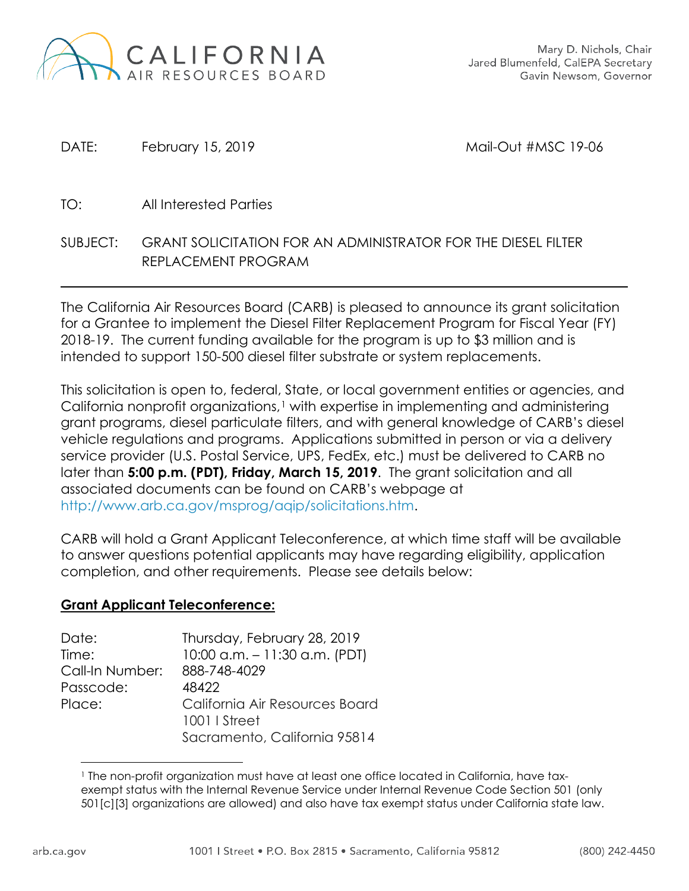CALIFORNIA AIR RESOURCES BOARD

Mary D. Nichols, Chair
Jared Blumenfeld, CalEPA Secretary
Gavin Newsom, Governor

DATE: February 15, 2019 Mail-Out #MSC 19-06

TO: All Interested Parties

SUBJECT: GRANT SOLICITATION FOR AN ADMINISTRATOR FOR THE DIESEL FILTER REPLACEMENT PROGRAM

---

The California Air Resources Board (CARB) is pleased to announce its grant solicitation for a Grantee to implement the Diesel Filter Replacement Program for Fiscal Year (FY) 2018-19. The current funding available for the program is up to $3 million and is intended to support 150-500 diesel filter substrate or system replacements.

This solicitation is open to, federal, State, or local government entities or agencies, and California nonprofit organizations,[1] with expertise in implementing and administering grant programs, diesel particulate filters, and with general knowledge of CARB's diesel vehicle regulations and programs. Applications submitted in person or via a delivery service provider (U.S. Postal Service, UPS, FedEx, etc.) must be delivered to CARB no later than **5:00 p.m. (PDT), Friday, March 15, 2019**. The grant solicitation and all associated documents can be found on CARB's webpage at http://www.arb.ca.gov/msprog/aqip/solicitations.htm.

CARB will hold a Grant Applicant Teleconference, at which time staff will be available to answer questions potential applicants may have regarding eligibility, application completion, and other requirements. Please see details below:

**Grant Applicant Teleconference:**

Date: Thursday, February 28, 2019
Time: 10:00 a.m. – 11:30 a.m. (PDT)
Call-In Number: 888-748-4029
Passcode: 48422
Place: California Air Resources Board
1001 I Street
Sacramento, California 95814

---

[1] The non-profit organization must have at least one office located in California, have tax-exempt status with the Internal Revenue Service under Internal Revenue Code Section 501 (only 501[c][3] organizations are allowed) and also have tax exempt status under California state law.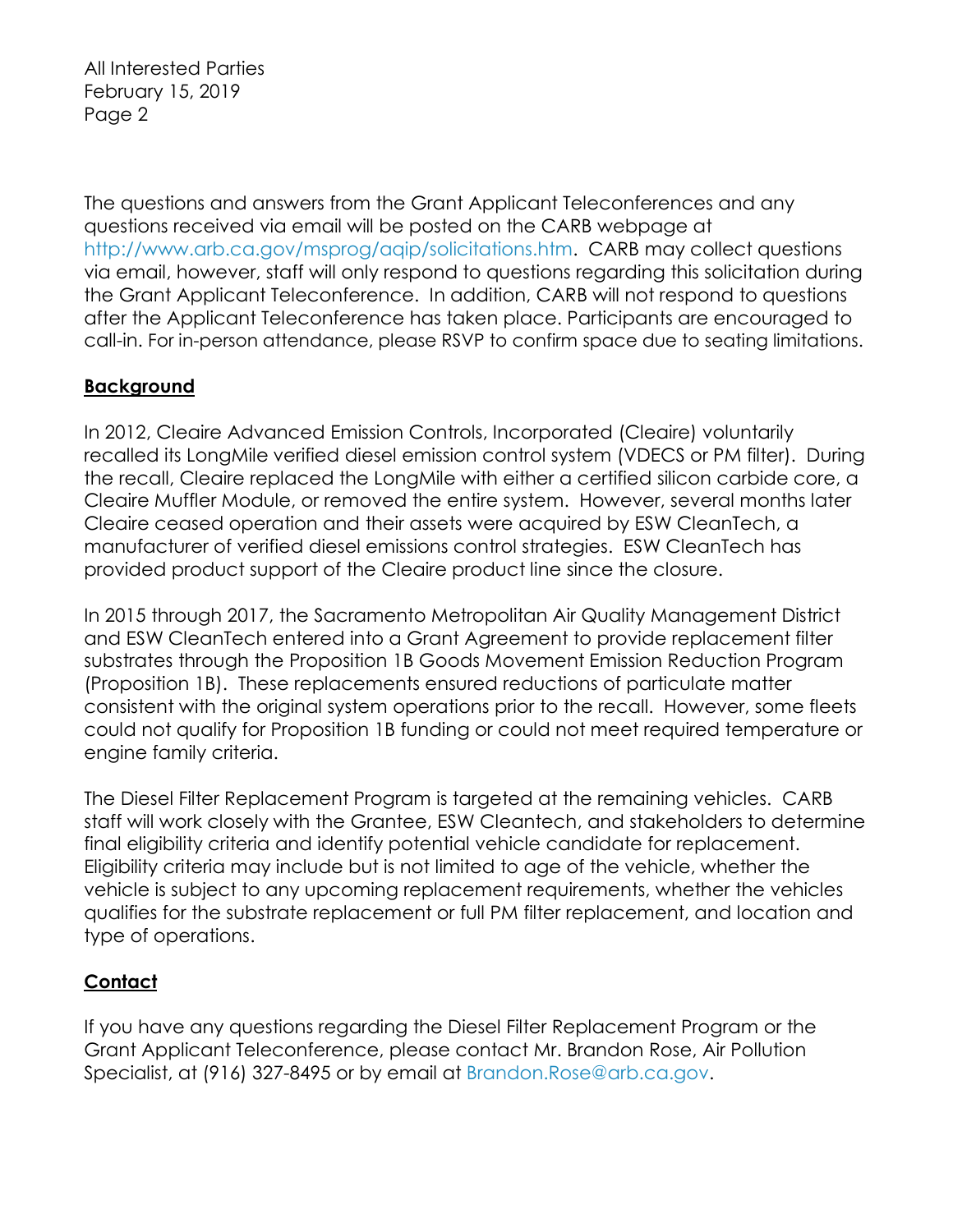The questions and answers from the Grant Applicant Teleconferences and any questions received via email will be posted on the CARB webpage at http://www.arb.ca.gov/msprog/aqip/solicitations.htm. CARB may collect questions via email, however, staff will only respond to questions regarding this solicitation during the Grant Applicant Teleconference. In addition, CARB will not respond to questions after the Applicant Teleconference has taken place. Participants are encouraged to call-in. For in-person attendance, please RSVP to confirm space due to seating limitations.

## **Background**

In 2012, Cleaire Advanced Emission Controls, Incorporated (Cleaire) voluntarily recalled its LongMile verified diesel emission control system (VDECS or PM filter). During the recall, Cleaire replaced the LongMile with either a certified silicon carbide core, a Cleaire Muffler Module, or removed the entire system. However, several months later Cleaire ceased operation and their assets were acquired by ESW CleanTech, a manufacturer of verified diesel emissions control strategies. ESW CleanTech has provided product support of the Cleaire product line since the closure.

In 2015 through 2017, the Sacramento Metropolitan Air Quality Management District and ESW CleanTech entered into a Grant Agreement to provide replacement filter substrates through the Proposition 1B Goods Movement Emission Reduction Program (Proposition 1B). These replacements ensured reductions of particulate matter consistent with the original system operations prior to the recall. However, some fleets could not qualify for Proposition 1B funding or could not meet required temperature or engine family criteria.

The Diesel Filter Replacement Program is targeted at the remaining vehicles. CARB staff will work closely with the Grantee, ESW Cleantech, and stakeholders to determine final eligibility criteria and identify potential vehicle candidate for replacement. Eligibility criteria may include but is not limited to age of the vehicle, whether the vehicle is subject to any upcoming replacement requirements, whether the vehicles qualifies for the substrate replacement or full PM filter replacement, and location and type of operations.

## **Contact**

If you have any questions regarding the Diesel Filter Replacement Program or the Grant Applicant Teleconference, please contact Mr. Brandon Rose, Air Pollution Specialist, at (916) 327-8495 or by email at Brandon.Rose@arb.ca.gov.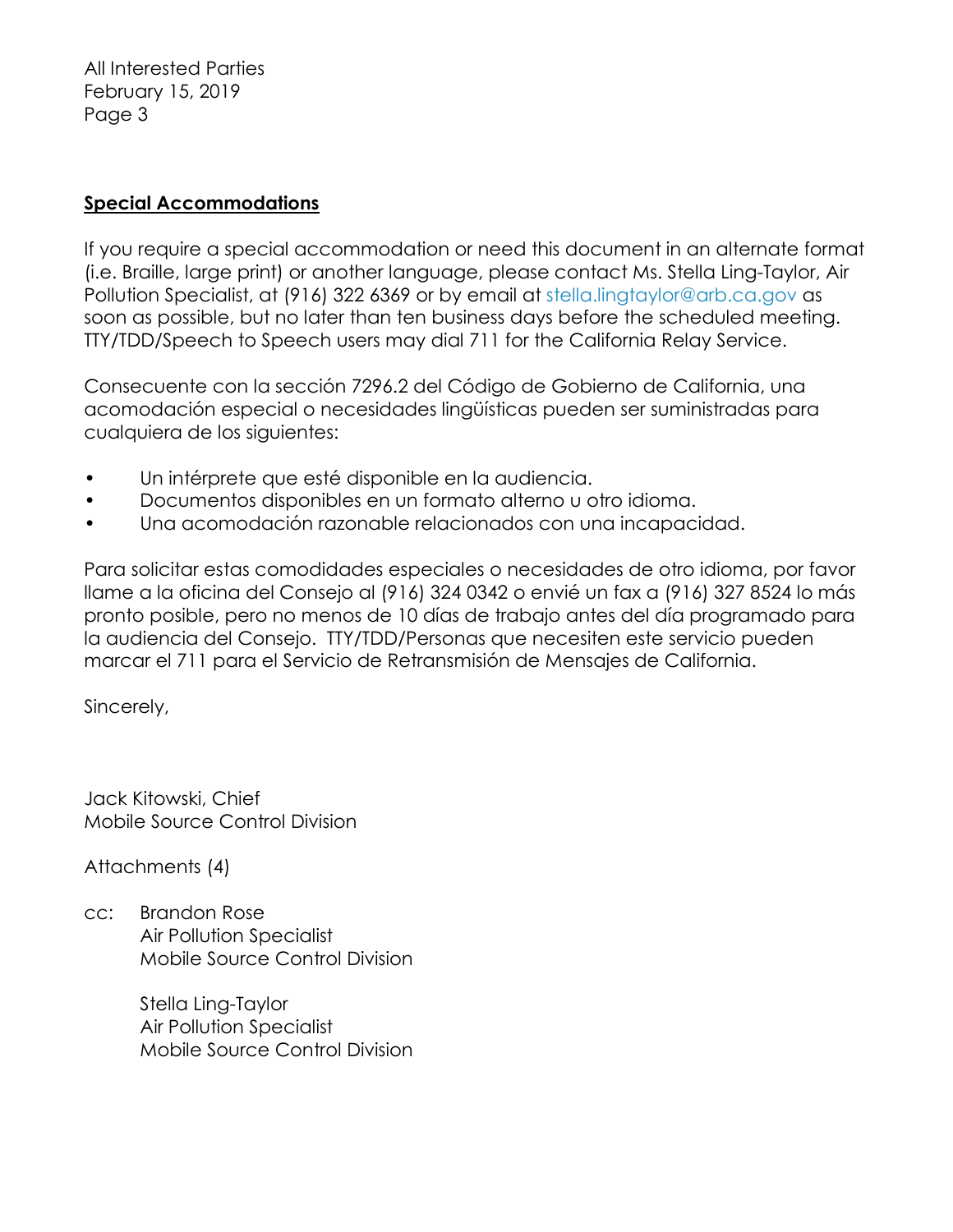## Special Accommodations

If you require a special accommodation or need this document in an alternate format (i.e. Braille, large print) or another language, please contact Ms. Stella Ling-Taylor, Air Pollution Specialist, at (916) 322 6369 or by email at stella.lingtaylor@arb.ca.gov as soon as possible, but no later than ten business days before the scheduled meeting. TTY/TDD/Speech to Speech users may dial 711 for the California Relay Service.

Consecuente con la sección 7296.2 del Código de Gobierno de California, una acomodación especial o necesidades lingüísticas pueden ser suministradas para cualquiera de los siguientes:

- Un intérprete que esté disponible en la audiencia.
- Documentos disponibles en un formato alterno u otro idioma.
- Una acomodación razonable relacionados con una incapacidad.

Para solicitar estas comodidades especiales o necesidades de otro idioma, por favor llame a la oficina del Consejo al (916) 324 0342 o envié un fax a (916) 327 8524 lo más pronto posible, pero no menos de 10 días de trabajo antes del día programado para la audiencia del Consejo. TTY/TDD/Personas que necesiten este servicio pueden marcar el 711 para el Servicio de Retransmisión de Mensajes de California.

Sincerely,

Jack Kitowski, Chief
Mobile Source Control Division

Attachments (4)

cc: Brandon Rose
Air Pollution Specialist
Mobile Source Control Division

Stella Ling-Taylor
Air Pollution Specialist
Mobile Source Control Division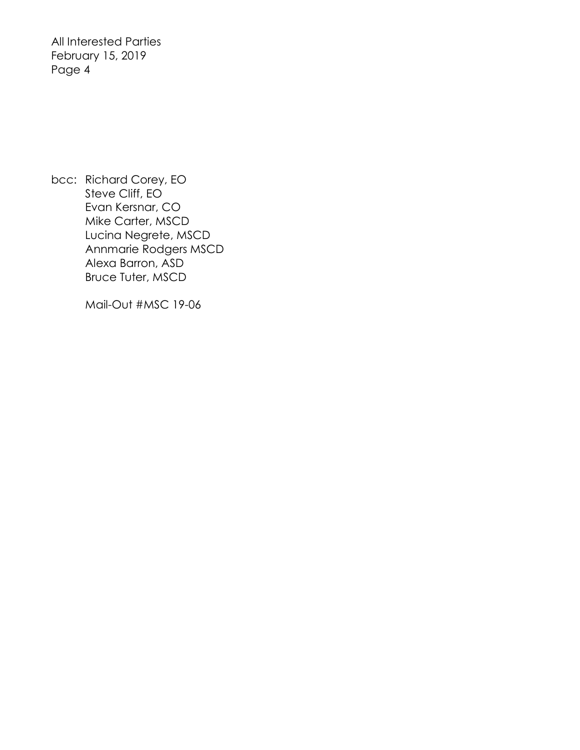bcc: Richard Corey, EO
Steve Cliff, EO
Evan Kersnar, CO
Mike Carter, MSCD
Lucina Negrete, MSCD
Annmarie Rodgers MSCD
Alexa Barron, ASD
Bruce Tuter, MSCD

Mail-Out #MSC 19-06